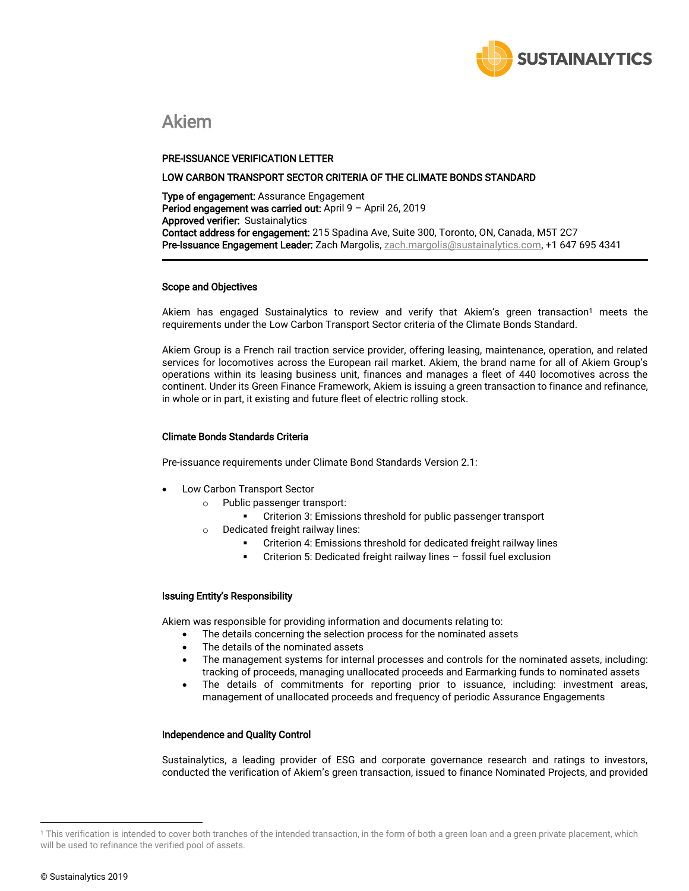# Akiem

**PRE-ISSUANCE VERIFICATION LETTER**

**LOW CARBON TRANSPORT SECTOR CRITERIA OF THE CLIMATE BONDS STANDARD**

**Type of engagement:** Assurance Engagement
**Period engagement was carried out:** April 9 – April 26, 2019
**Approved verifier:** Sustainalytics
**Contact address for engagement:** 215 Spadina Ave, Suite 300, Toronto, ON, Canada, M5T 2C7
**Pre-Issuance Engagement Leader:** Zach Margolis, zach.margolis@sustainalytics.com, +1 647 695 4341

---

### Scope and Objectives

Akiem has engaged Sustainalytics to review and verify that Akiem's green transaction[1] meets the requirements under the Low Carbon Transport Sector criteria of the Climate Bonds Standard.

Akiem Group is a French rail traction service provider, offering leasing, maintenance, operation, and related services for locomotives across the European rail market. Akiem, the brand name for all of Akiem Group's operations within its leasing business unit, finances and manages a fleet of 440 locomotives across the continent. Under its Green Finance Framework, Akiem is issuing a green transaction to finance and refinance, in whole or in part, it existing and future fleet of electric rolling stock.

### Climate Bonds Standards Criteria

Pre-issuance requirements under Climate Bond Standards Version 2.1:

- Low Carbon Transport Sector
  - Public passenger transport:
    - Criterion 3: Emissions threshold for public passenger transport
  - Dedicated freight railway lines:
    - Criterion 4: Emissions threshold for dedicated freight railway lines
    - Criterion 5: Dedicated freight railway lines – fossil fuel exclusion

### Issuing Entity's Responsibility

Akiem was responsible for providing information and documents relating to:

- The details concerning the selection process for the nominated assets
- The details of the nominated assets
- The management systems for internal processes and controls for the nominated assets, including: tracking of proceeds, managing unallocated proceeds and Earmarking funds to nominated assets
- The details of commitments for reporting prior to issuance, including: investment areas, management of unallocated proceeds and frequency of periodic Assurance Engagements

### Independence and Quality Control

Sustainalytics, a leading provider of ESG and corporate governance research and ratings to investors, conducted the verification of Akiem's green transaction, issued to finance Nominated Projects, and provided

---

[1] This verification is intended to cover both tranches of the intended transaction, in the form of both a green loan and a green private placement, which will be used to refinance the verified pool of assets.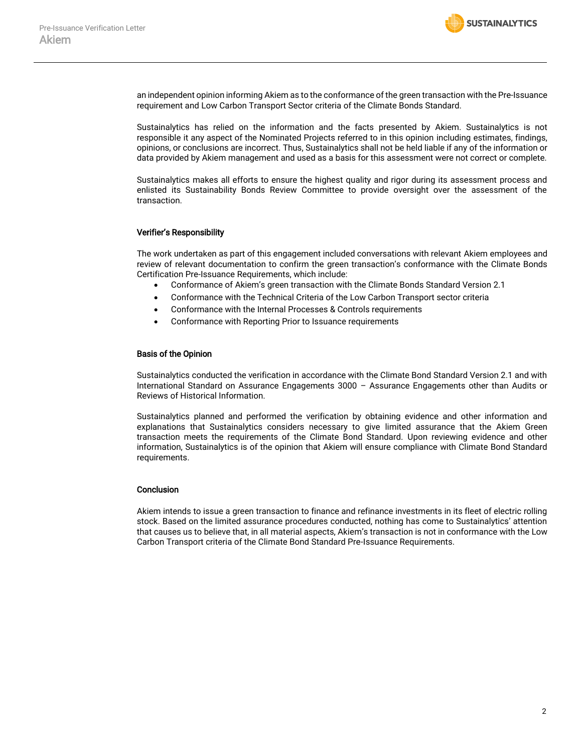an independent opinion informing Akiem as to the conformance of the green transaction with the Pre-Issuance requirement and Low Carbon Transport Sector criteria of the Climate Bonds Standard.

Sustainalytics has relied on the information and the facts presented by Akiem. Sustainalytics is not responsible it any aspect of the Nominated Projects referred to in this opinion including estimates, findings, opinions, or conclusions are incorrect. Thus, Sustainalytics shall not be held liable if any of the information or data provided by Akiem management and used as a basis for this assessment were not correct or complete.

Sustainalytics makes all efforts to ensure the highest quality and rigor during its assessment process and enlisted its Sustainability Bonds Review Committee to provide oversight over the assessment of the transaction.

### Verifier's Responsibility

The work undertaken as part of this engagement included conversations with relevant Akiem employees and review of relevant documentation to confirm the green transaction's conformance with the Climate Bonds Certification Pre-Issuance Requirements, which include:

- Conformance of Akiem's green transaction with the Climate Bonds Standard Version 2.1
- Conformance with the Technical Criteria of the Low Carbon Transport sector criteria
- Conformance with the Internal Processes & Controls requirements
- Conformance with Reporting Prior to Issuance requirements

### Basis of the Opinion

Sustainalytics conducted the verification in accordance with the Climate Bond Standard Version 2.1 and with International Standard on Assurance Engagements 3000 – Assurance Engagements other than Audits or Reviews of Historical Information.

Sustainalytics planned and performed the verification by obtaining evidence and other information and explanations that Sustainalytics considers necessary to give limited assurance that the Akiem Green transaction meets the requirements of the Climate Bond Standard. Upon reviewing evidence and other information, Sustainalytics is of the opinion that Akiem will ensure compliance with Climate Bond Standard requirements.

### Conclusion

Akiem intends to issue a green transaction to finance and refinance investments in its fleet of electric rolling stock. Based on the limited assurance procedures conducted, nothing has come to Sustainalytics' attention that causes us to believe that, in all material aspects, Akiem's transaction is not in conformance with the Low Carbon Transport criteria of the Climate Bond Standard Pre-Issuance Requirements.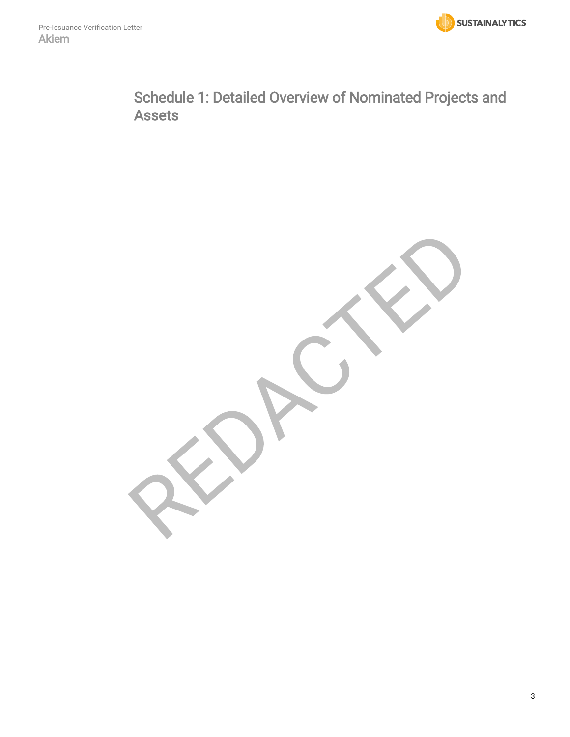# Schedule 1: Detailed Overview of Nominated Projects and Assets

REDACTED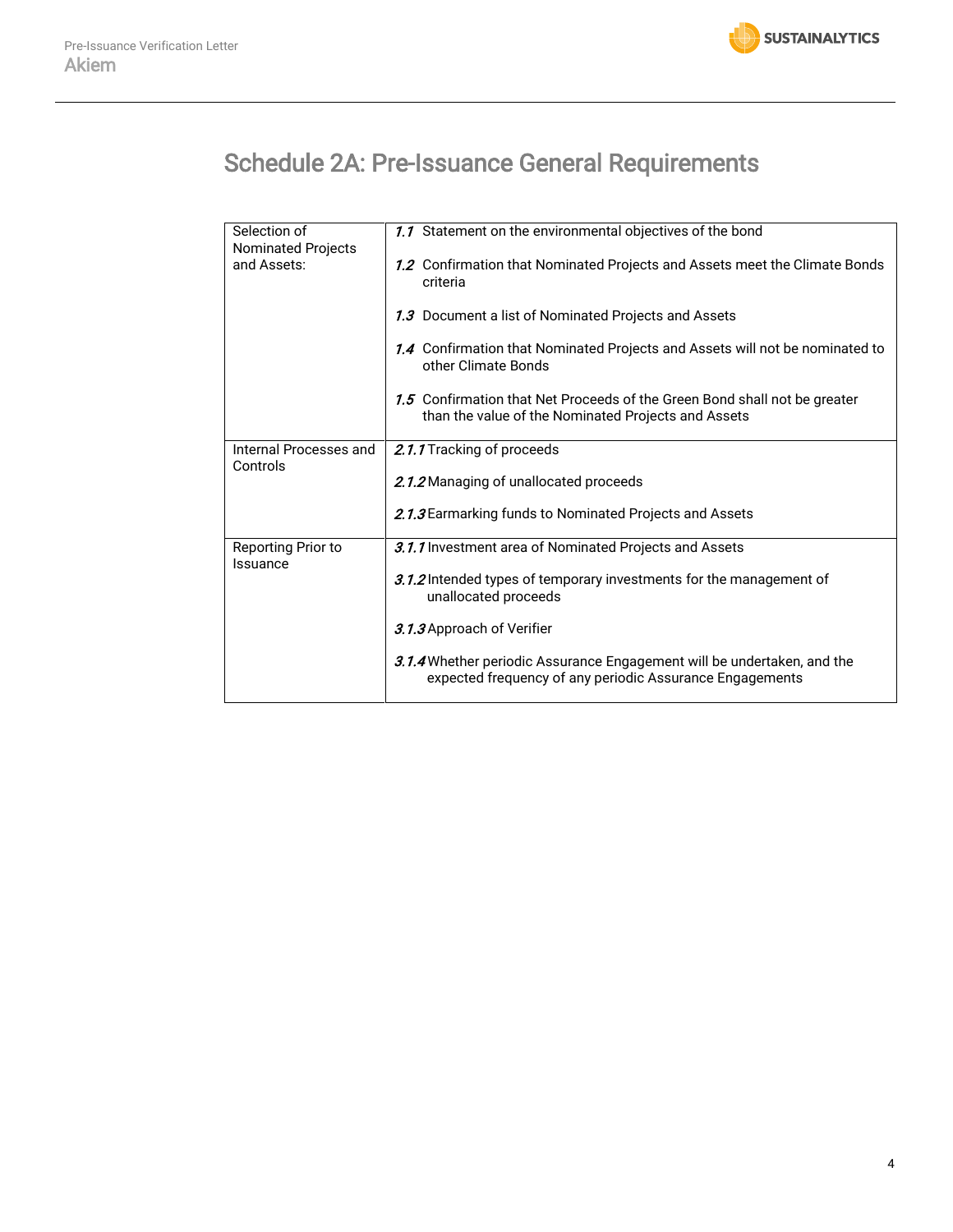# Schedule 2A: Pre-Issuance General Requirements

| | |
|---|---|
| Selection of Nominated Projects and Assets: | *1.1* Statement on the environmental objectives of the bond<br><br>*1.2* Confirmation that Nominated Projects and Assets meet the Climate Bonds criteria<br><br>*1.3* Document a list of Nominated Projects and Assets<br><br>*1.4* Confirmation that Nominated Projects and Assets will not be nominated to other Climate Bonds<br><br>*1.5* Confirmation that Net Proceeds of the Green Bond shall not be greater than the value of the Nominated Projects and Assets |
| Internal Processes and Controls | *2.1.1* Tracking of proceeds<br><br>*2.1.2* Managing of unallocated proceeds<br><br>*2.1.3* Earmarking funds to Nominated Projects and Assets |
| Reporting Prior to Issuance | *3.1.1* Investment area of Nominated Projects and Assets<br><br>*3.1.2* Intended types of temporary investments for the management of unallocated proceeds<br><br>*3.1.3* Approach of Verifier<br><br>*3.1.4* Whether periodic Assurance Engagement will be undertaken, and the expected frequency of any periodic Assurance Engagements |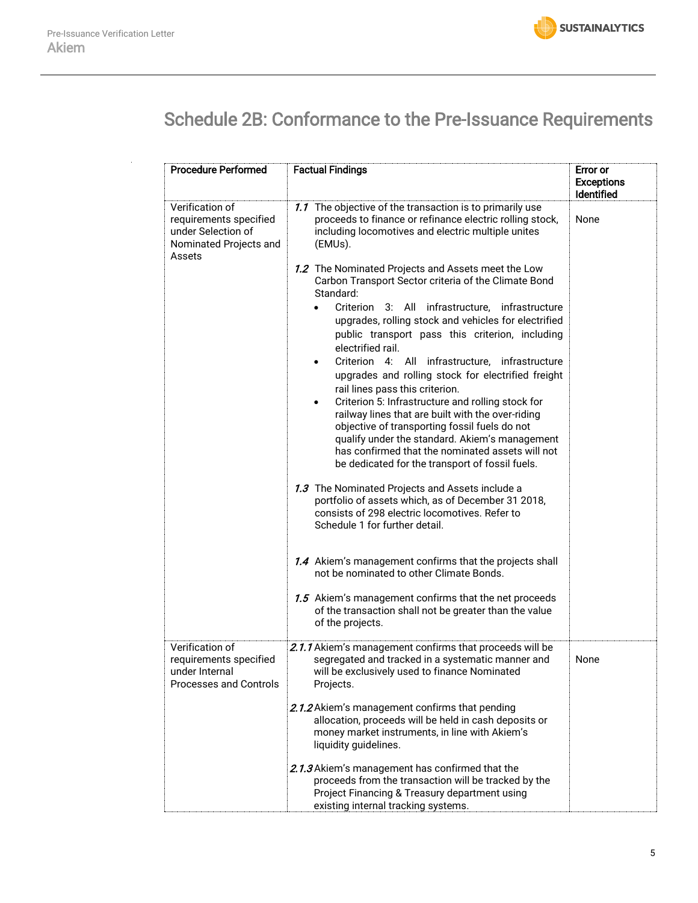# Schedule 2B: Conformance to the Pre-Issuance Requirements

| Procedure Performed | Factual Findings | Error or Exceptions Identified |
|---|---|---|
| Verification of requirements specified under Selection of Nominated Projects and Assets | *1.1* The objective of the transaction is to primarily use proceeds to finance or refinance electric rolling stock, including locomotives and electric multiple unites (EMUs).<br><br>*1.2* The Nominated Projects and Assets meet the Low Carbon Transport Sector criteria of the Climate Bond Standard:<br>• Criterion 3: All infrastructure, infrastructure upgrades, rolling stock and vehicles for electrified public transport pass this criterion, including electrified rail.<br>• Criterion 4: All infrastructure, infrastructure upgrades and rolling stock for electrified freight rail lines pass this criterion.<br>• Criterion 5: Infrastructure and rolling stock for railway lines that are built with the over-riding objective of transporting fossil fuels do not qualify under the standard. Akiem's management has confirmed that the nominated assets will not be dedicated for the transport of fossil fuels.<br><br>*1.3* The Nominated Projects and Assets include a portfolio of assets which, as of December 31 2018, consists of 298 electric locomotives. Refer to Schedule 1 for further detail.<br><br>*1.4* Akiem's management confirms that the projects shall not be nominated to other Climate Bonds.<br><br>*1.5* Akiem's management confirms that the net proceeds of the transaction shall not be greater than the value of the projects. | None |
| Verification of requirements specified under Internal Processes and Controls | *2.1.1* Akiem's management confirms that proceeds will be segregated and tracked in a systematic manner and will be exclusively used to finance Nominated Projects.<br><br>*2.1.2* Akiem's management confirms that pending allocation, proceeds will be held in cash deposits or money market instruments, in line with Akiem's liquidity guidelines.<br><br>*2.1.3* Akiem's management has confirmed that the proceeds from the transaction will be tracked by the Project Financing & Treasury department using existing internal tracking systems. | None |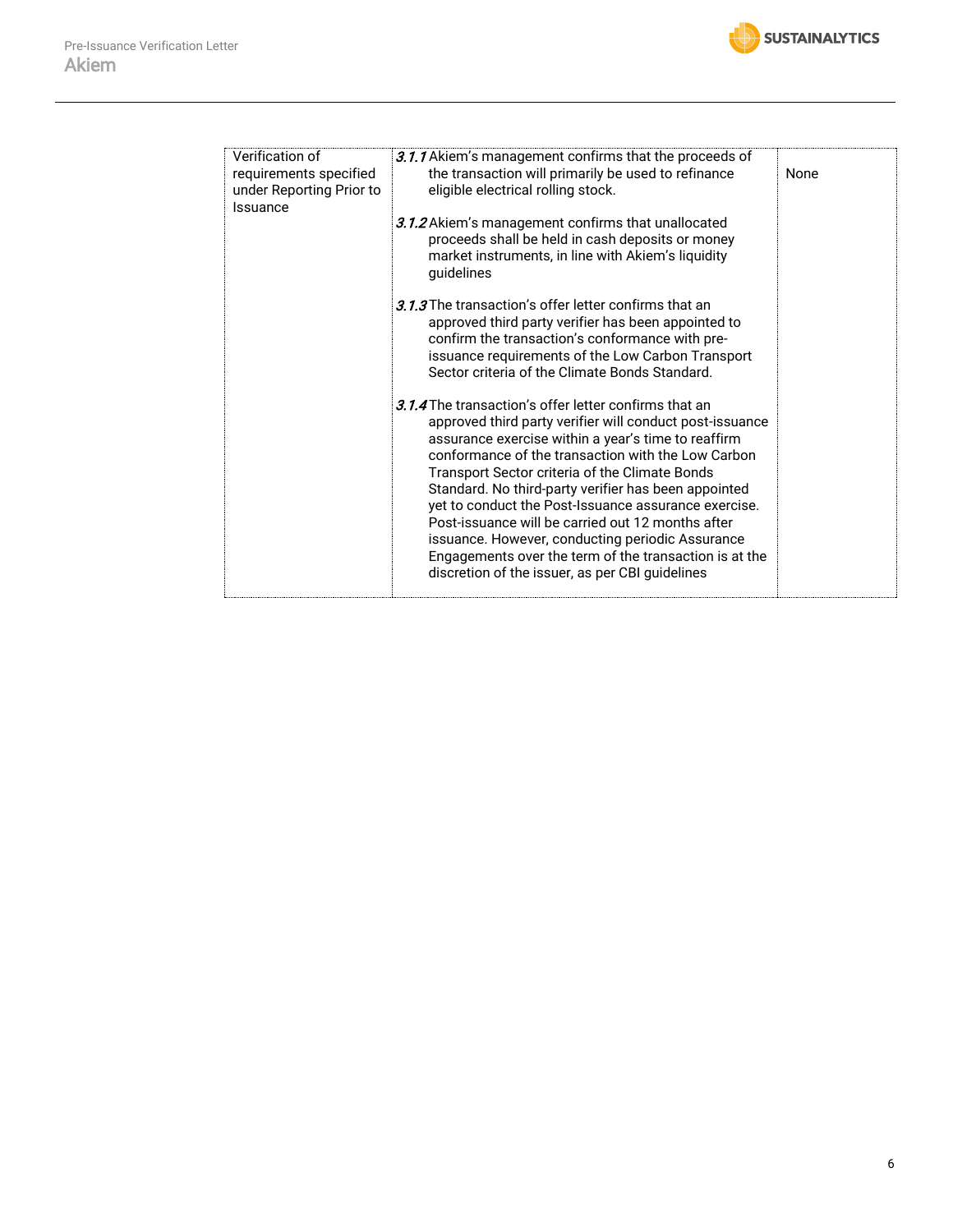| | | |
|---|---|---|
| Verification of requirements specified under Reporting Prior to Issuance | *3.1.1* Akiem's management confirms that the proceeds of the transaction will primarily be used to refinance eligible electrical rolling stock.<br><br>*3.1.2* Akiem's management confirms that unallocated proceeds shall be held in cash deposits or money market instruments, in line with Akiem's liquidity guidelines<br><br>*3.1.3* The transaction's offer letter confirms that an approved third party verifier has been appointed to confirm the transaction's conformance with pre-issuance requirements of the Low Carbon Transport Sector criteria of the Climate Bonds Standard.<br><br>*3.1.4* The transaction's offer letter confirms that an approved third party verifier will conduct post-issuance assurance exercise within a year's time to reaffirm conformance of the transaction with the Low Carbon Transport Sector criteria of the Climate Bonds Standard. No third-party verifier has been appointed yet to conduct the Post-Issuance assurance exercise. Post-issuance will be carried out 12 months after issuance. However, conducting periodic Assurance Engagements over the term of the transaction is at the discretion of the issuer, as per CBI guidelines | None |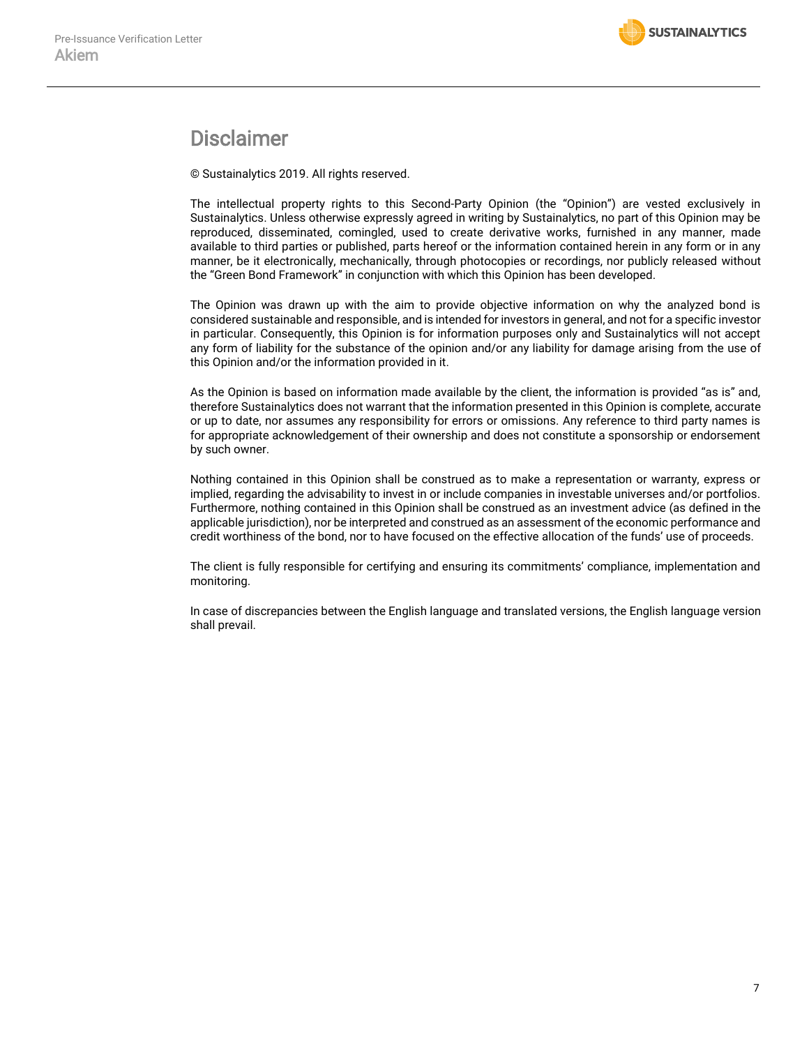# Disclaimer

© Sustainalytics 2019. All rights reserved.

The intellectual property rights to this Second-Party Opinion (the "Opinion") are vested exclusively in Sustainalytics. Unless otherwise expressly agreed in writing by Sustainalytics, no part of this Opinion may be reproduced, disseminated, comingled, used to create derivative works, furnished in any manner, made available to third parties or published, parts hereof or the information contained herein in any form or in any manner, be it electronically, mechanically, through photocopies or recordings, nor publicly released without the "Green Bond Framework" in conjunction with which this Opinion has been developed.

The Opinion was drawn up with the aim to provide objective information on why the analyzed bond is considered sustainable and responsible, and is intended for investors in general, and not for a specific investor in particular. Consequently, this Opinion is for information purposes only and Sustainalytics will not accept any form of liability for the substance of the opinion and/or any liability for damage arising from the use of this Opinion and/or the information provided in it.

As the Opinion is based on information made available by the client, the information is provided "as is" and, therefore Sustainalytics does not warrant that the information presented in this Opinion is complete, accurate or up to date, nor assumes any responsibility for errors or omissions. Any reference to third party names is for appropriate acknowledgement of their ownership and does not constitute a sponsorship or endorsement by such owner.

Nothing contained in this Opinion shall be construed as to make a representation or warranty, express or implied, regarding the advisability to invest in or include companies in investable universes and/or portfolios. Furthermore, nothing contained in this Opinion shall be construed as an investment advice (as defined in the applicable jurisdiction), nor be interpreted and construed as an assessment of the economic performance and credit worthiness of the bond, nor to have focused on the effective allocation of the funds' use of proceeds.

The client is fully responsible for certifying and ensuring its commitments' compliance, implementation and monitoring.

In case of discrepancies between the English language and translated versions, the English language version shall prevail.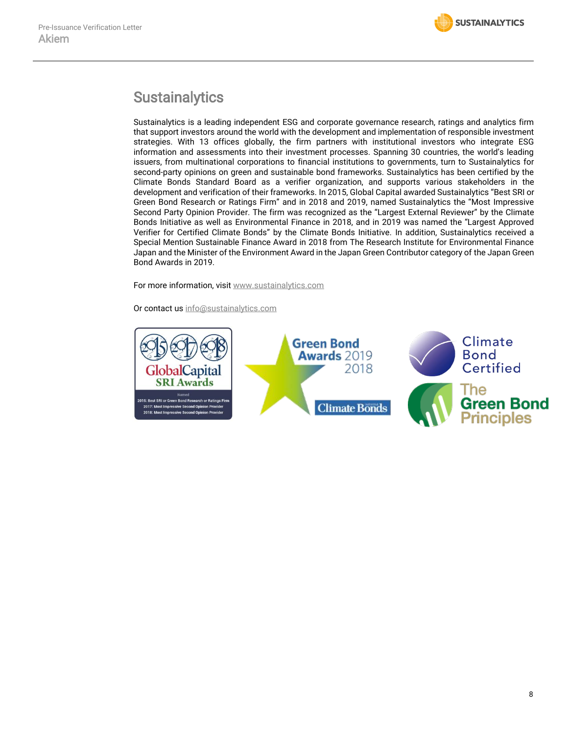# Sustainalytics

Sustainalytics is a leading independent ESG and corporate governance research, ratings and analytics firm that support investors around the world with the development and implementation of responsible investment strategies. With 13 offices globally, the firm partners with institutional investors who integrate ESG information and assessments into their investment processes. Spanning 30 countries, the world's leading issuers, from multinational corporations to financial institutions to governments, turn to Sustainalytics for second-party opinions on green and sustainable bond frameworks. Sustainalytics has been certified by the Climate Bonds Standard Board as a verifier organization, and supports various stakeholders in the development and verification of their frameworks. In 2015, Global Capital awarded Sustainalytics "Best SRI or Green Bond Research or Ratings Firm" and in 2018 and 2019, named Sustainalytics the "Most Impressive Second Party Opinion Provider. The firm was recognized as the "Largest External Reviewer" by the Climate Bonds Initiative as well as Environmental Finance in 2018, and in 2019 was named the "Largest Approved Verifier for Certified Climate Bonds" by the Climate Bonds Initiative. In addition, Sustainalytics received a Special Mention Sustainable Finance Award in 2018 from The Research Institute for Environmental Finance Japan and the Minister of the Environment Award in the Japan Green Contributor category of the Japan Green Bond Awards in 2019.

For more information, visit www.sustainalytics.com

Or contact us info@sustainalytics.com